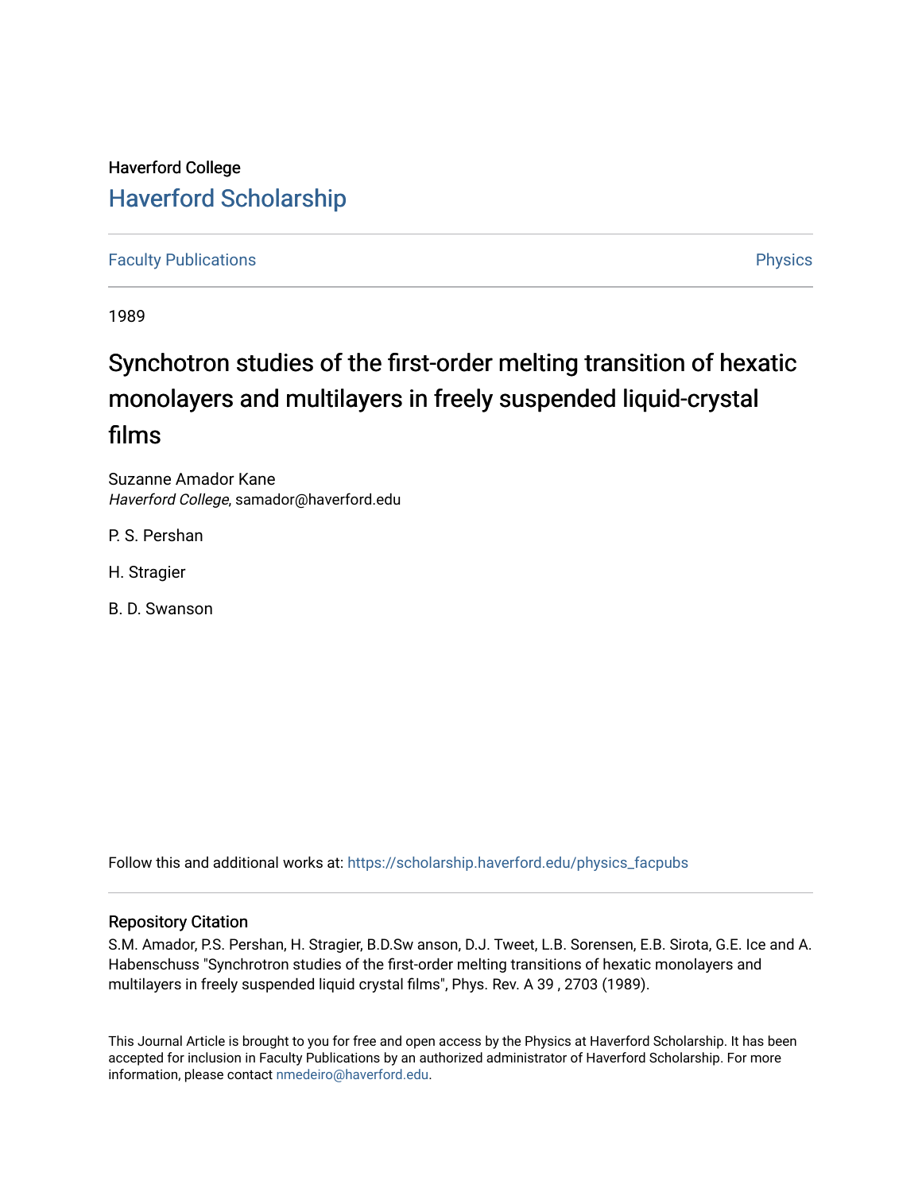Haverford College

## Haverford Scholarship

Faculty Publications

Physics

1989

# Synchotron studies of the first-order melting transition of hexatic monolayers and multilayers in freely suspended liquid-crystal films

Suzanne Amador Kane
*Haverford College*, samador@haverford.edu

P. S. Pershan

H. Stragier

B. D. Swanson

Follow this and additional works at: https://scholarship.haverford.edu/physics_facpubs

### Repository Citation

S.M. Amador, P.S. Pershan, H. Stragier, B.D.Sw anson, D.J. Tweet, L.B. Sorensen, E.B. Sirota, G.E. Ice and A. Habenschuss "Synchrotron studies of the first-order melting transitions of hexatic monolayers and multilayers in freely suspended liquid crystal films", Phys. Rev. A 39 , 2703 (1989).

This Journal Article is brought to you for free and open access by the Physics at Haverford Scholarship. It has been accepted for inclusion in Faculty Publications by an authorized administrator of Haverford Scholarship. For more information, please contact nmedeiro@haverford.edu.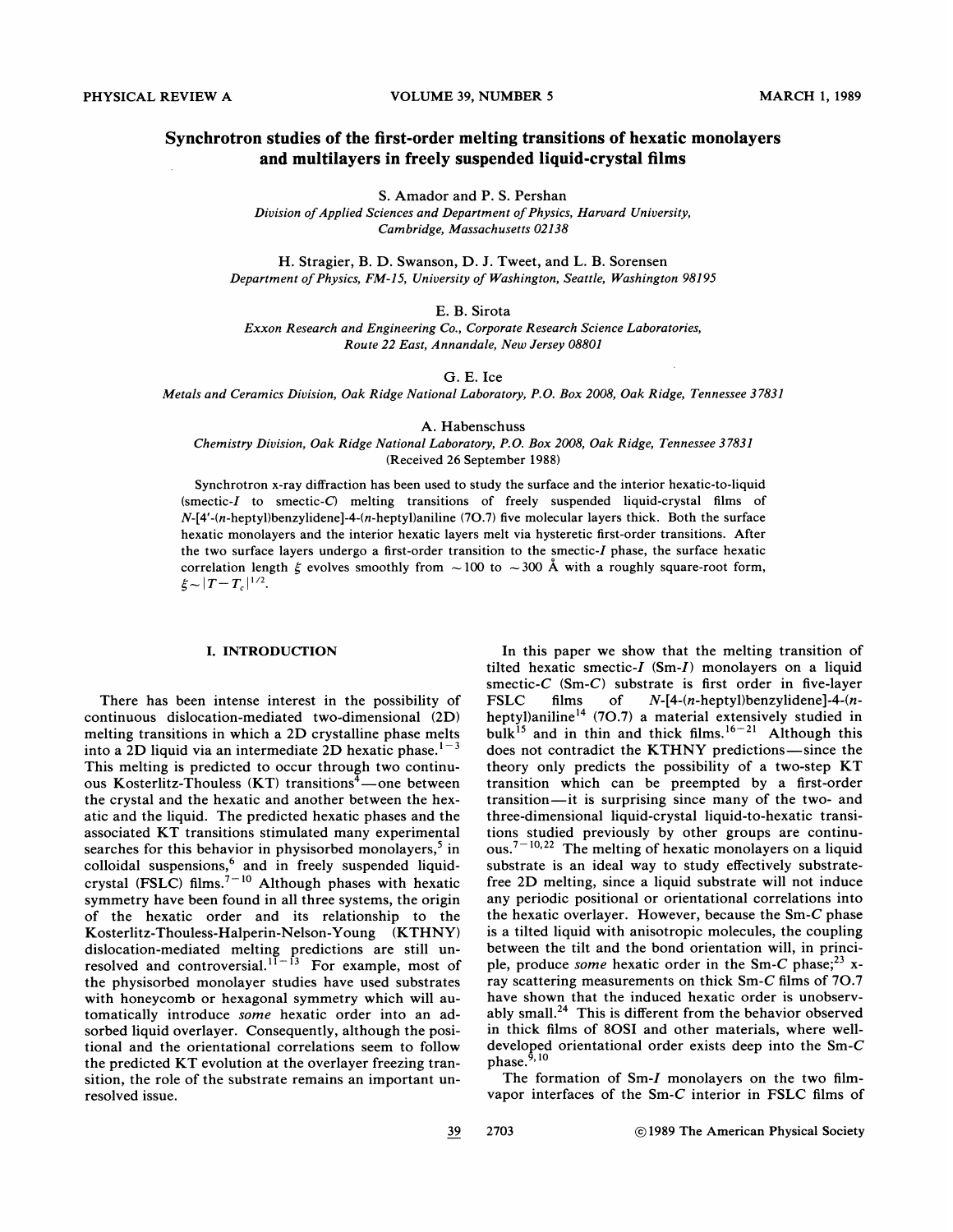# Synchrotron studies of the first-order melting transitions of hexatic monolayers and multilayers in freely suspended liquid-crystal films

S. Amador and P. S. Pershan

*Division of Applied Sciences and Department of Physics, Harvard University, Cambridge, Massachusetts 02138*

H. Stragier, B. D. Swanson, D. J. Tweet, and L. B. Sorensen

*Department of Physics, FM-15, University of Washington, Seattle, Washington 98195*

E. B. Sirota

*Exxon Research and Engineering Co., Corporate Research Science Laboratories, Route 22 East, Annandale, New Jersey 08801*

G. E. Ice

*Metals and Ceramics Division, Oak Ridge National Laboratory, P.O. Box 2008, Oak Ridge, Tennessee 37831*

A. Habenschuss

*Chemistry Division, Oak Ridge National Laboratory, P.O. Box 2008, Oak Ridge, Tennessee 37831*

(Received 26 September 1988)

Synchrotron x-ray diffraction has been used to study the surface and the interior hexatic-to-liquid (smectic-*I* to smectic-*C*) melting transitions of freely suspended liquid-crystal films of *N*-[4′-(*n*-heptyl)benzylidene]-4-(*n*-heptyl)aniline (7O.7) five molecular layers thick. Both the surface hexatic monolayers and the interior hexatic layers melt via hysteretic first-order transitions. After the two surface layers undergo a first-order transition to the smectic-*I* phase, the surface hexatic correlation length $\xi$ evolves smoothly from $\sim 100$ to $\sim 300$ Å with a roughly square-root form, $\xi \sim |T-T_c|^{1/2}$.

## I. INTRODUCTION

There has been intense interest in the possibility of continuous dislocation-mediated two-dimensional (2D) melting transitions in which a 2D crystalline phase melts into a 2D liquid via an intermediate 2D hexatic phase.[1-3] This melting is predicted to occur through two continuous Kosterlitz-Thouless (KT) transitions[4]—one between the crystal and the hexatic and another between the hexatic and the liquid. The predicted hexatic phases and the associated KT transitions stimulated many experimental searches for this behavior in physisorbed monolayers,[5] in colloidal suspensions,[6] and in freely suspended liquid-crystal (FSLC) films.[7-10] Although phases with hexatic symmetry have been found in all three systems, the origin of the hexatic order and its relationship to the Kosterlitz-Thouless-Halperin-Nelson-Young (KTHNY) dislocation-mediated melting predictions are still unresolved and controversial.[11-13] For example, most of the physisorbed monolayer studies have used substrates with honeycomb or hexagonal symmetry which will automatically introduce *some* hexatic order into an adsorbed liquid overlayer. Consequently, although the positional and the orientational correlations seem to follow the predicted KT evolution at the overlayer freezing transition, the role of the substrate remains an important unresolved issue.

In this paper we show that the melting transition of tilted hexatic smectic-*I* (Sm-*I*) monolayers on a liquid smectic-*C* (Sm-*C*) substrate is first order in five-layer FSLC films of *N*-[4-(*n*-heptyl)benzylidene]-4-(*n*-heptyl)aniline[14] (7O.7) a material extensively studied in bulk[15] and in thin and thick films.[16-21] Although this does not contradict the KTHNY predictions—since the theory only predicts the possibility of a two-step KT transition which can be preempted by a first-order transition—it is surprising since many of the two- and three-dimensional liquid-crystal liquid-to-hexatic transitions studied previously by other groups are continuous.[7-10,22] The melting of hexatic monolayers on a liquid substrate is an ideal way to study effectively substrate-free 2D melting, since a liquid substrate will not induce any periodic positional or orientational correlations into the hexatic overlayer. However, because the Sm-*C* phase is a tilted liquid with anisotropic molecules, the coupling between the tilt and the bond orientation will, in principle, produce *some* hexatic order in the Sm-*C* phase;[23] x-ray scattering measurements on thick Sm-*C* films of 7O.7 have shown that the induced hexatic order is unobservably small.[24] This is different from the behavior observed in thick films of 8OSI and other materials, where well-developed orientational order exists deep into the Sm-*C* phase.[9,10]

The formation of Sm-*I* monolayers on the two film-vapor interfaces of the Sm-*C* interior in FSLC films of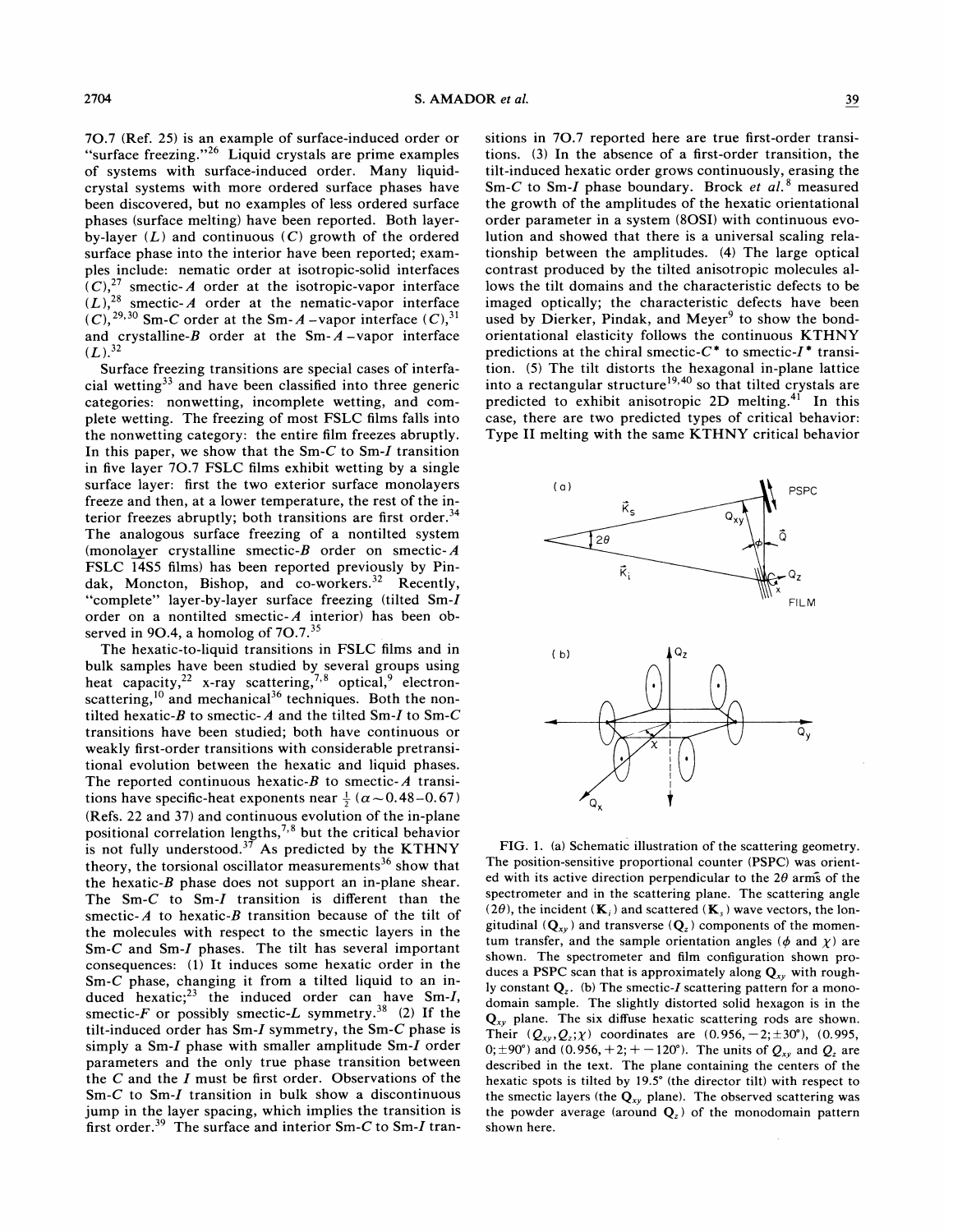7O.7 (Ref. 25) is an example of surface-induced order or "surface freezing."[26] Liquid crystals are prime examples of systems with surface-induced order. Many liquid-crystal systems with more ordered surface phases have been discovered, but no examples of less ordered surface phases (surface melting) have been reported. Both layer-by-layer ($L$) and continuous ($C$) growth of the ordered surface phase into the interior have been reported; examples include: nematic order at isotropic-solid interfaces ($C$),[27] smectic-$A$ order at the isotropic-vapor interface ($L$),[28] smectic-$A$ order at the nematic-vapor interface ($C$),[29,30] Sm-$C$ order at the Sm-$A$ –vapor interface ($C$),[31] and crystalline-$B$ order at the Sm-$A$ –vapor interface ($L$).[32]

Surface freezing transitions are special cases of interfacial wetting[33] and have been classified into three generic categories: nonwetting, incomplete wetting, and complete wetting. The freezing of most FSLC films falls into the nonwetting category: the entire film freezes abruptly. In this paper, we show that the Sm-$C$ to Sm-$I$ transition in five layer 7O.7 FSLC films exhibit wetting by a single surface layer: first the two exterior surface monolayers freeze and then, at a lower temperature, the rest of the interior freezes abruptly; both transitions are first order.[34] The analogous surface freezing of a nontilted system (monolayer crystalline smectic-$B$ order on smectic-$A$ FSLC 14S5 films) has been reported previously by Pindak, Moncton, Bishop, and co-workers.[32] Recently, "complete" layer-by-layer surface freezing (tilted Sm-$I$ order on a nontilted smectic-$A$ interior) has been observed in 9O.4, a homolog of 7O.7.[35]

The hexatic-to-liquid transitions in FSLC films and in bulk samples have been studied by several groups using heat capacity,[22] x-ray scattering,[7,8] optical,[9] electron-scattering,[10] and mechanical[36] techniques. Both the nontilted hexatic-$B$ to smectic-$A$ and the tilted Sm-$I$ to Sm-$C$ transitions have been studied; both have continuous or weakly first-order transitions with considerable pretransitional evolution between the hexatic and liquid phases. The reported continuous hexatic-$B$ to smectic-$A$ transitions have specific-heat exponents near $\frac{1}{2}$ ($\alpha \sim 0.48-0.67$) (Refs. 22 and 37) and continuous evolution of the in-plane positional correlation lengths,[7,8] but the critical behavior is not fully understood.[37] As predicted by the KTHNY theory, the torsional oscillator measurements[36] show that the hexatic-$B$ phase does not support an in-plane shear. The Sm-$C$ to Sm-$I$ transition is different than the smectic-$A$ to hexatic-$B$ transition because of the tilt of the molecules with respect to the smectic layers in the Sm-$C$ and Sm-$I$ phases. The tilt has several important consequences: (1) It induces some hexatic order in the Sm-$C$ phase, changing it from a tilted liquid to an induced hexatic;[23] the induced order can have Sm-$I$, smectic-$F$ or possibly smectic-$L$ symmetry.[38] (2) If the tilt-induced order has Sm-$I$ symmetry, the Sm-$C$ phase is simply a Sm-$I$ phase with smaller amplitude Sm-$I$ order parameters and the only true phase transition between the $C$ and the $I$ must be first order. Observations of the Sm-$C$ to Sm-$I$ transition in bulk show a discontinuous jump in the layer spacing, which implies the transition is first order.[39] The surface and interior Sm-$C$ to Sm-$I$ transitions in 7O.7 reported here are true first-order transitions. (3) In the absence of a first-order transition, the tilt-induced hexatic order grows continuously, erasing the Sm-$C$ to Sm-$I$ phase boundary. Brock *et al.*[8] measured the growth of the amplitudes of the hexatic orientational order parameter in a system (8OSI) with continuous evolution and showed that there is a universal scaling relationship between the amplitudes. (4) The large optical contrast produced by the tilted anisotropic molecules allows the tilt domains and the characteristic defects to be imaged optically; the characteristic defects have been used by Dierker, Pindak, and Meyer[9] to show the bond-orientational elasticity follows the continuous KTHNY predictions at the chiral smectic-$C^*$ to smectic-$I^*$ transition. (5) The tilt distorts the hexagonal in-plane lattice into a rectangular structure[19,40] so that tilted crystals are predicted to exhibit anisotropic 2D melting.[41] In this case, there are two predicted types of critical behavior: Type II melting with the same KTHNY critical behavior

FIG. 1. (a) Schematic illustration of the scattering geometry. The position-sensitive proportional counter (PSPC) was oriented with its active direction perpendicular to the $2\theta$ arms of the spectrometer and in the scattering plane. The scattering angle ($2\theta$), the incident ($\mathbf{K}_i$) and scattered ($\mathbf{K}_s$) wave vectors, the longitudinal ($\mathbf{Q}_{xy}$) and transverse ($\mathbf{Q}_z$) components of the momentum transfer, and the sample orientation angles ($\phi$ and $\chi$) are shown. The spectrometer and film configuration shown produces a PSPC scan that is approximately along $\mathbf{Q}_{xy}$ with roughly constant $\mathbf{Q}_z$. (b) The smectic-$I$ scattering pattern for a monodomain sample. The slightly distorted solid hexagon is in the $\mathbf{Q}_{xy}$ plane. The six diffuse hexatic scattering rods are shown. Their $(Q_{xy}, Q_z; \chi)$ coordinates are $(0.956, -2; \pm 30°)$, $(0.995, 0; \pm 90°)$ and $(0.956, +2; +-120°)$. The units of $Q_{xy}$ and $Q_z$ are described in the text. The plane containing the centers of the hexatic spots is tilted by 19.5° (the director tilt) with respect to the smectic layers (the $\mathbf{Q}_{xy}$ plane). The observed scattering was the powder average (around $\mathbf{Q}_z$) of the monodomain pattern shown here.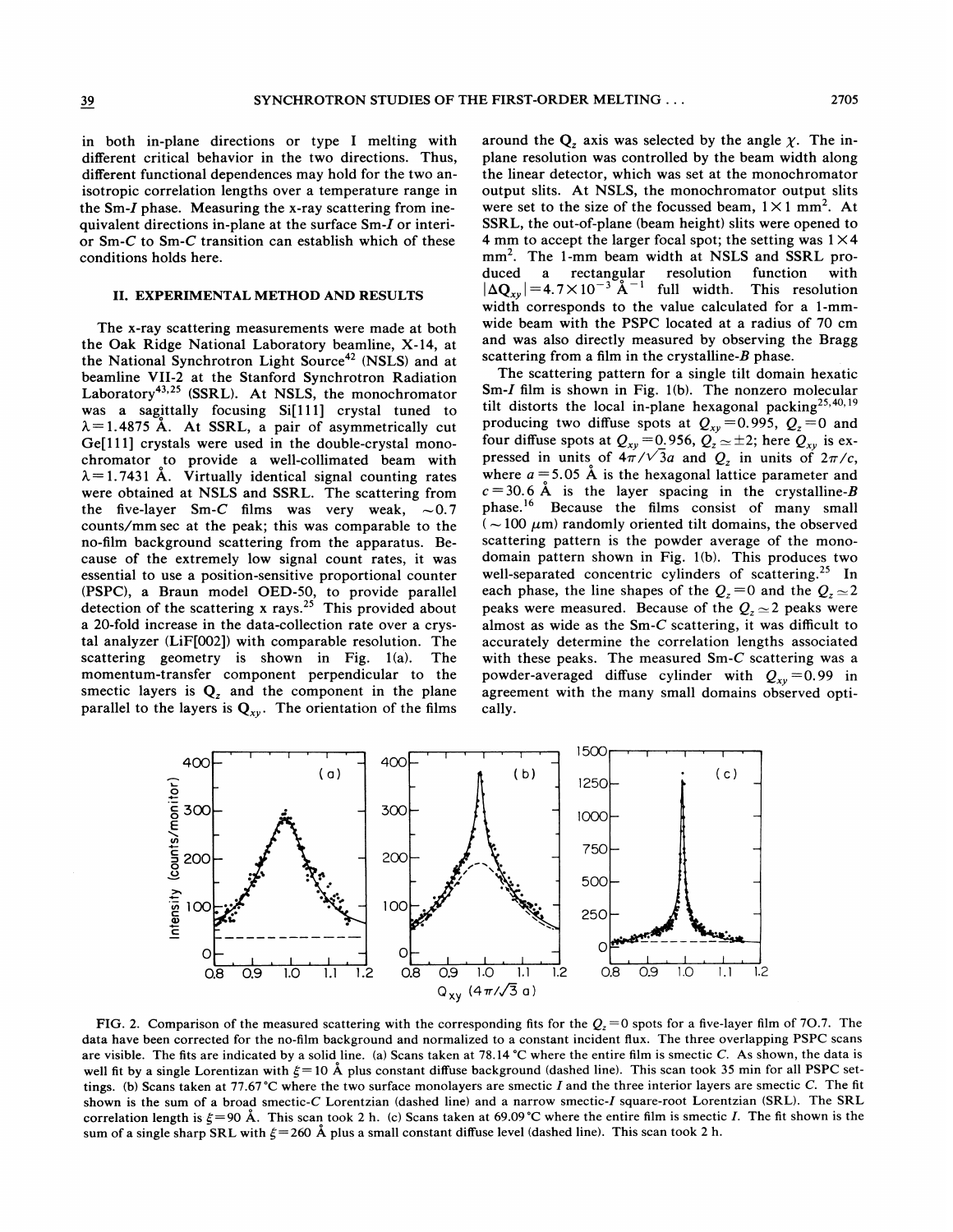in both in-plane directions or type I melting with different critical behavior in the two directions. Thus, different functional dependences may hold for the two anisotropic correlation lengths over a temperature range in the Sm-*I* phase. Measuring the x-ray scattering from inequivalent directions in-plane at the surface Sm-*I* or interior Sm-*C* to Sm-*C* transition can establish which of these conditions holds here.

## II. EXPERIMENTAL METHOD AND RESULTS

The x-ray scattering measurements were made at both the Oak Ridge National Laboratory beamline, X-14, at the National Synchrotron Light Source[42] (NSLS) and at beamline VII-2 at the Stanford Synchrotron Radiation Laboratory[43,25] (SSRL). At NSLS, the monochromator was a sagittally focusing Si[111] crystal tuned to $\lambda = 1.4875$ Å. At SSRL, a pair of asymmetrically cut Ge[111] crystals were used in the double-crystal monochromator to provide a well-collimated beam with $\lambda = 1.7431$ Å. Virtually identical signal counting rates were obtained at NSLS and SSRL. The scattering from the five-layer Sm-*C* films was very weak, $\sim 0.7$ counts/mm sec at the peak; this was comparable to the no-film background scattering from the apparatus. Because of the extremely low signal count rates, it was essential to use a position-sensitive proportional counter (PSPC), a Braun model OED-50, to provide parallel detection of the scattering x rays.[25] This provided about a 20-fold increase in the data-collection rate over a crystal analyzer (LiF[002]) with comparable resolution. The scattering geometry is shown in Fig. 1(a). The momentum-transfer component perpendicular to the smectic layers is $\mathbf{Q}_z$ and the component in the plane parallel to the layers is $\mathbf{Q}_{xy}$. The orientation of the films around the $\mathbf{Q}_z$ axis was selected by the angle $\chi$. The in-plane resolution was controlled by the beam width along the linear detector, which was set at the monochromator output slits. At NSLS, the monochromator output slits were set to the size of the focussed beam, $1\times1$ mm$^2$. At SSRL, the out-of-plane (beam height) slits were opened to 4 mm to accept the larger focal spot; the setting was $1\times4$ mm$^2$. The 1-mm beam width at NSLS and SSRL produced a rectangular resolution function with $|\Delta \mathbf{Q}_{xy}| = 4.7\times10^{-3}$ Å$^{-1}$ full width. This resolution width corresponds to the value calculated for a 1-mm-wide beam with the PSPC located at a radius of 70 cm and was also directly measured by observing the Bragg scattering from a film in the crystalline-*B* phase.

The scattering pattern for a single tilt domain hexatic Sm-*I* film is shown in Fig. 1(b). The nonzero molecular tilt distorts the local in-plane hexagonal packing[25,40,19] producing two diffuse spots at $Q_{xy} = 0.995$, $Q_z = 0$ and four diffuse spots at $Q_{xy} = 0.956$, $Q_z \simeq \pm 2$; here $Q_{xy}$ is expressed in units of $4\pi/\sqrt{3}a$ and $Q_z$ in units of $2\pi/c$, where $a = 5.05$ Å is the hexagonal lattice parameter and $c = 30.6$ Å is the layer spacing in the crystalline-*B* phase.[16] Because the films consist of many small ($\sim 100$ $\mu$m) randomly oriented tilt domains, the observed scattering pattern is the powder average of the monodomain pattern shown in Fig. 1(b). This produces two well-separated concentric cylinders of scattering.[25] In each phase, the line shapes of the $Q_z = 0$ and the $Q_z \simeq 2$ peaks were measured. Because of the $Q_z \simeq 2$ peaks were almost as wide as the Sm-*C* scattering, it was difficult to accurately determine the correlation lengths associated with these peaks. The measured Sm-*C* scattering was a powder-averaged diffuse cylinder with $Q_{xy} = 0.99$ in agreement with the many small domains observed optically.

FIG. 2. Comparison of the measured scattering with the corresponding fits for the $Q_z = 0$ spots for a five-layer film of 7O.7. The data have been corrected for the no-film background and normalized to a constant incident flux. The three overlapping PSPC scans are visible. The fits are indicated by a solid line. (a) Scans taken at 78.14 °C where the entire film is smectic *C*. As shown, the data is well fit by a single Lorentizan with $\xi = 10$ Å plus constant diffuse background (dashed line). This scan took 35 min for all PSPC settings. (b) Scans taken at 77.67 °C where the two surface monolayers are smectic *I* and the three interior layers are smectic *C*. The fit shown is the sum of a broad smectic-*C* Lorentzian (dashed line) and a narrow smectic-*I* square-root Lorentzian (SRL). The SRL correlation length is $\xi = 90$ Å. This scan took 2 h. (c) Scans taken at 69.09 °C where the entire film is smectic *I*. The fit shown is the sum of a single sharp SRL with $\xi = 260$ Å plus a small constant diffuse level (dashed line). This scan took 2 h.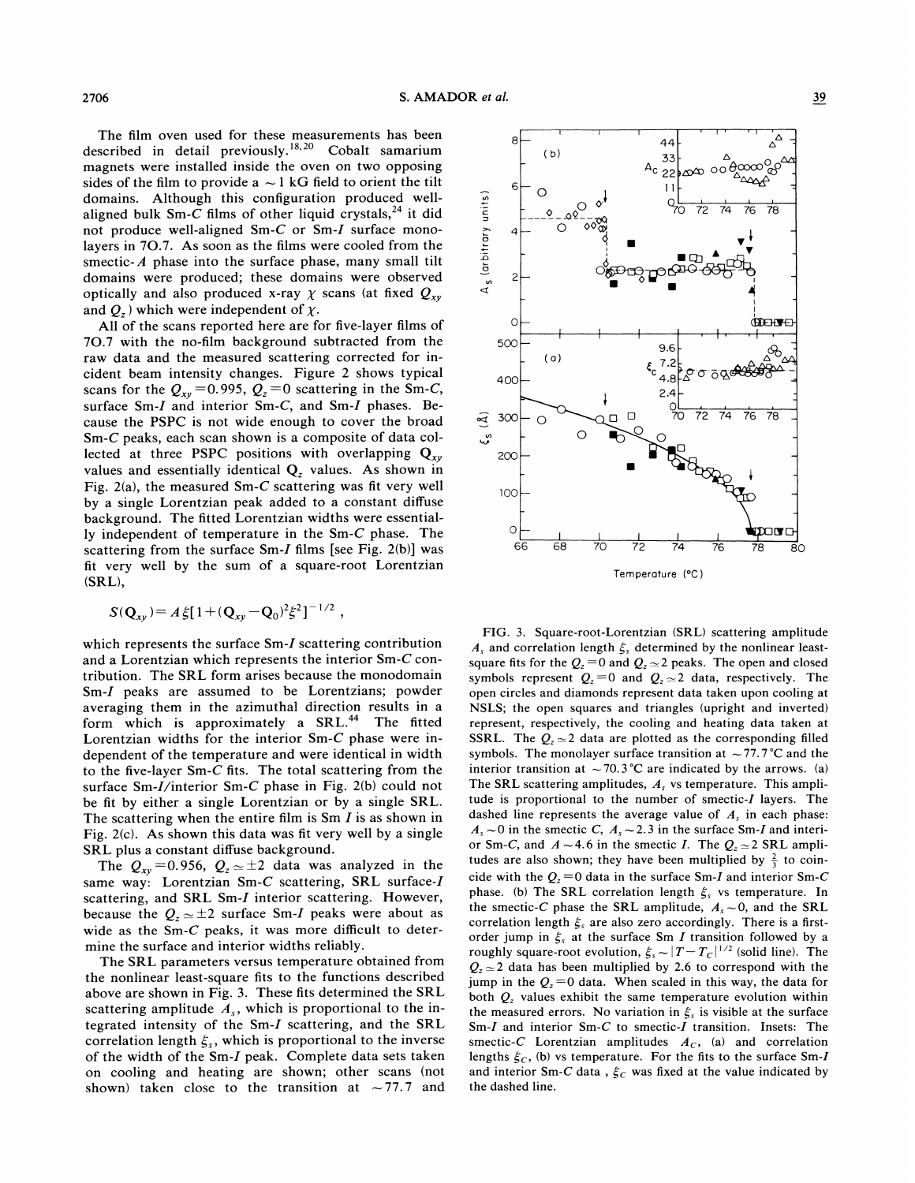The film oven used for these measurements has been described in detail previously.[18,20] Cobalt samarium magnets were installed inside the oven on two opposing sides of the film to provide a $\sim 1$ kG field to orient the tilt domains. Although this configuration produced well-aligned bulk Sm-*C* films of other liquid crystals,[24] it did not produce well-aligned Sm-*C* or Sm-*I* surface monolayers in 7O.7. As soon as the films were cooled from the smectic-*A* phase into the surface phase, many small tilt domains were produced; these domains were observed optically and also produced x-ray $\chi$ scans (at fixed $Q_{xy}$ and $Q_z$) which were independent of $\chi$.

All of the scans reported here are for five-layer films of 7O.7 with the no-film background subtracted from the raw data and the measured scattering corrected for incident beam intensity changes. Figure 2 shows typical scans for the $Q_{xy}=0.995$, $Q_z=0$ scattering in the Sm-*C*, surface Sm-*I* and interior Sm-*C*, and Sm-*I* phases. Because the PSPC is not wide enough to cover the broad Sm-*C* peaks, each scan shown is a composite of data collected at three PSPC positions with overlapping $Q_{xy}$ values and essentially identical $Q_z$ values. As shown in Fig. 2(a), the measured Sm-*C* scattering was fit very well by a single Lorentzian peak added to a constant diffuse background. The fitted Lorentzian widths were essentially independent of temperature in the Sm-*C* phase. The scattering from the surface Sm-*I* films [see Fig. 2(b)] was fit very well by the sum of a square-root Lorentzian (SRL),

$$S(\mathbf{Q}_{xy}) = A\xi[1+(\mathbf{Q}_{xy}-\mathbf{Q}_0)^2\xi^2]^{-1/2} ,$$

which represents the surface Sm-*I* scattering contribution and a Lorentzian which represents the interior Sm-*C* contribution. The SRL form arises because the monodomain Sm-*I* peaks are assumed to be Lorentzians; powder averaging them in the azimuthal direction results in a form which is approximately a SRL.[44] The fitted Lorentzian widths for the interior Sm-*C* phase were independent of the temperature and were identical in width to the five-layer Sm-*C* fits. The total scattering from the surface Sm-*I*/interior Sm-*C* phase in Fig. 2(b) could not be fit by either a single Lorentzian or by a single SRL. The scattering when the entire film is Sm *I* is as shown in Fig. 2(c). As shown this data was fit very well by a single SRL plus a constant diffuse background.

The $Q_{xy}=0.956$, $Q_z \simeq \pm 2$ data was analyzed in the same way: Lorentzian Sm-*C* scattering, SRL surface-*I* scattering, and SRL Sm-*I* interior scattering. However, because the $Q_z \simeq \pm 2$ surface Sm-*I* peaks were about as wide as the Sm-*C* peaks, it was more difficult to determine the surface and interior widths reliably.

The SRL parameters versus temperature obtained from the nonlinear least-square fits to the functions described above are shown in Fig. 3. These fits determined the SRL scattering amplitude $A_s$, which is proportional to the integrated intensity of the Sm-*I* scattering, and the SRL correlation length $\xi_s$, which is proportional to the inverse of the width of the Sm-*I* peak. Complete data sets taken on cooling and heating are shown; other scans (not shown) taken close to the transition at $\sim 77.7$ and

FIG. 3. Square-root-Lorentzian (SRL) scattering amplitude $A_s$ and correlation length $\xi_s$ determined by the nonlinear least-square fits for the $Q_z=0$ and $Q_z \simeq 2$ peaks. The open and closed symbols represent $Q_z=0$ and $Q_z \simeq 2$ data, respectively. The open circles and diamonds represent data taken upon cooling at NSLS; the open squares and triangles (upright and inverted) represent, respectively, the cooling and heating data taken at SSRL. The $Q_z \simeq 2$ data are plotted as the corresponding filled symbols. The monolayer surface transition at $\sim 77.7$ °C and the interior transition at $\sim 70.3$ °C are indicated by the arrows. (a) The SRL scattering amplitudes, $A_s$ vs temperature. This amplitude is proportional to the number of smectic-*I* layers. The dashed line represents the average value of $A_s$ in each phase: $A_s \sim 0$ in the smectic *C*, $A_s \sim 2.3$ in the surface Sm-*I* and interior Sm-*C*, and $A \sim 4.6$ in the smectic *I*. The $Q_z \simeq 2$ SRL amplitudes are also shown; they have been multiplied by $\frac{2}{3}$ to coincide with the $Q_z=0$ data in the surface Sm-*I* and interior Sm-*C* phase. (b) The SRL correlation length $\xi_s$ vs temperature. In the smectic-*C* phase the SRL amplitude, $A_s \sim 0$, and the SRL correlation length $\xi_s$ are also zero accordingly. There is a first-order jump in $\xi_s$ at the surface Sm *I* transition followed by a roughly square-root evolution, $\xi_s \sim |T-T_C|^{1/2}$ (solid line). The $Q_z \simeq 2$ data has been multiplied by 2.6 to correspond with the jump in the $Q_z=0$ data. When scaled in this way, the data for both $Q_z$ values exhibit the same temperature evolution within the measured errors. No variation in $\xi_s$ is visible at the surface Sm-*I* and interior Sm-*C* to smectic-*I* transition. Insets: The smectic-*C* Lorentzian amplitudes $A_C$, (a) and correlation lengths $\xi_C$, (b) vs temperature. For the fits to the surface Sm-*I* and interior Sm-*C* data , $\xi_C$ was fixed at the value indicated by the dashed line.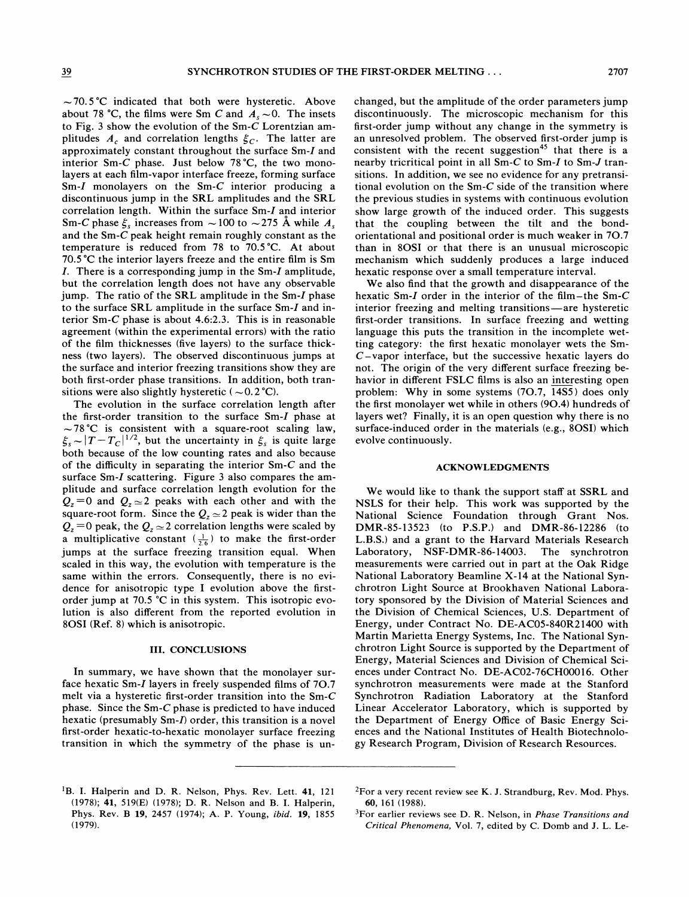~70.5 °C indicated that both were hysteretic. Above about 78 °C, the films were Sm $C$ and $A_s \sim 0$. The insets to Fig. 3 show the evolution of the Sm-$C$ Lorentzian amplitudes $A_c$ and correlation lengths $\xi_C$. The latter are approximately constant throughout the surface Sm-$I$ and interior Sm-$C$ phase. Just below 78 °C, the two monolayers at each film-vapor interface freeze, forming surface Sm-$I$ monolayers on the Sm-$C$ interior producing a discontinuous jump in the SRL amplitudes and the SRL correlation length. Within the surface Sm-$I$ and interior Sm-$C$ phase $\xi_s$ increases from ~100 to ~275 Å while $A_s$ and the Sm-$C$ peak height remain roughly constant as the temperature is reduced from 78 to 70.5 °C. At about 70.5 °C the interior layers freeze and the entire film is Sm $I$. There is a corresponding jump in the Sm-$I$ amplitude, but the correlation length does not have any observable jump. The ratio of the SRL amplitude in the Sm-$I$ phase to the surface SRL amplitude in the surface Sm-$I$ and interior Sm-$C$ phase is about 4.6:2.3. This is in reasonable agreement (within the experimental errors) with the ratio of the film thicknesses (five layers) to the surface thickness (two layers). The observed discontinuous jumps at the surface and interior freezing transitions show they are both first-order phase transitions. In addition, both transitions were also slightly hysteretic (~0.2 °C).

The evolution in the surface correlation length after the first-order transition to the surface Sm-$I$ phase at ~78 °C is consistent with a square-root scaling law, $\xi_s \sim |T-T_C|^{1/2}$, but the uncertainty in $\xi_s$ is quite large both because of the low counting rates and also because of the difficulty in separating the interior Sm-$C$ and the surface Sm-$I$ scattering. Figure 3 also compares the amplitude and surface correlation length evolution for the $Q_z = 0$ and $Q_z \simeq 2$ peaks with each other and with the square-root form. Since the $Q_z \simeq 2$ peak is wider than the $Q_z = 0$ peak, the $Q_z \simeq 2$ correlation lengths were scaled by a multiplicative constant ($\frac{1}{2.6}$) to make the first-order jumps at the surface freezing transition equal. When scaled in this way, the evolution with temperature is the same within the errors. Consequently, there is no evidence for anisotropic type I evolution above the first-order jump at 70.5 °C in this system. This isotropic evolution is also different from the reported evolution in 8OSI (Ref. 8) which is anisotropic.

## III. CONCLUSIONS

In summary, we have shown that the monolayer surface hexatic Sm-$I$ layers in freely suspended films of 7O.7 melt via a hysteretic first-order transition into the Sm-$C$ phase. Since the Sm-$C$ phase is predicted to have induced hexatic (presumably Sm-$I$) order, this transition is a novel first-order hexatic-to-hexatic monolayer surface freezing transition in which the symmetry of the phase is unchanged, but the amplitude of the order parameters jump discontinuously. The microscopic mechanism for this first-order jump without any change in the symmetry is an unresolved problem. The observed first-order jump is consistent with the recent suggestion[45] that there is a nearby tricritical point in all Sm-$C$ to Sm-$I$ to Sm-$J$ transitions. In addition, we see no evidence for any pretransitional evolution on the Sm-$C$ side of the transition where the previous studies in systems with continuous evolution show large growth of the induced order. This suggests that the coupling between the tilt and the bond-orientational and positional order is much weaker in 7O.7 than in 8OSI or that there is an unusual microscopic mechanism which suddenly produces a large induced hexatic response over a small temperature interval.

We also find that the growth and disappearance of the hexatic Sm-$I$ order in the interior of the film–the Sm-$C$ interior freezing and melting transitions—are hysteretic first-order transitions. In surface freezing and wetting language this puts the transition in the incomplete wetting category: the first hexatic monolayer wets the Sm-$C$–vapor interface, but the successive hexatic layers do not. The origin of the very different surface freezing behavior in different FSLC films is also an interesting open problem: Why in some systems (7O.7, 14S5) does only the first monolayer wet while in others (9O.4) hundreds of layers wet? Finally, it is an open question why there is no surface-induced order in the materials (e.g., 8OSI) which evolve continuously.

## ACKNOWLEDGMENTS

We would like to thank the support staff at SSRL and NSLS for their help. This work was supported by the National Science Foundation through Grant Nos. DMR-85-13523 (to P.S.P.) and DMR-86-12286 (to L.B.S.) and a grant to the Harvard Materials Research Laboratory, NSF-DMR-86-14003. The synchrotron measurements were carried out in part at the Oak Ridge National Laboratory Beamline X-14 at the National Synchrotron Light Source at Brookhaven National Laboratory sponsored by the Division of Material Sciences and the Division of Chemical Sciences, U.S. Department of Energy, under Contract No. DE-AC05-840R21400 with Martin Marietta Energy Systems, Inc. The National Synchrotron Light Source is supported by the Department of Energy, Material Sciences and Division of Chemical Sciences under Contract No. DE-AC02-76CH00016. Other synchrotron measurements were made at the Stanford Synchrotron Radiation Laboratory at the Stanford Linear Accelerator Laboratory, which is supported by the Department of Energy Office of Basic Energy Sciences and the National Institutes of Health Biotechnology Research Program, Division of Research Resources.

---

[1] B. I. Halperin and D. R. Nelson, Phys. Rev. Lett. **41**, 121 (1978); **41**, 519(E) (1978); D. R. Nelson and B. I. Halperin, Phys. Rev. B **19**, 2457 (1974); A. P. Young, *ibid.* **19**, 1855 (1979).

[2] For a very recent review see K. J. Strandburg, Rev. Mod. Phys. **60**, 161 (1988).

[3] For earlier reviews see D. R. Nelson, in *Phase Transitions and Critical Phenomena*, Vol. 7, edited by C. Domb and J. L. Le-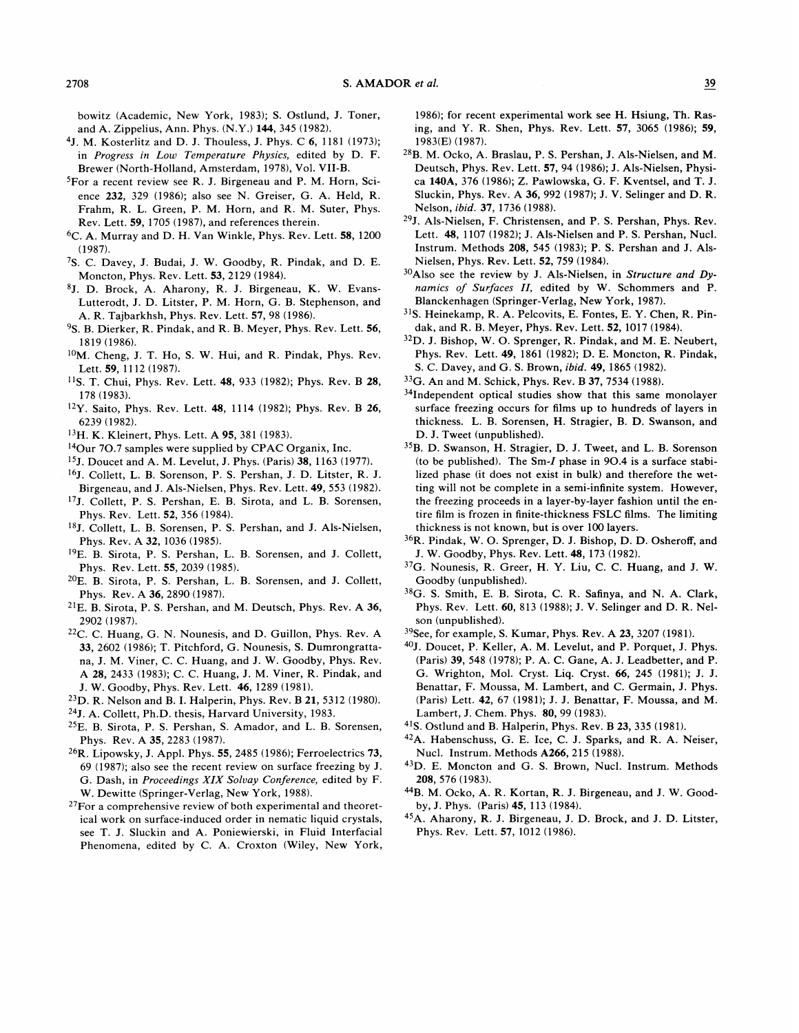bowitz (Academic, New York, 1983); S. Ostlund, J. Toner, and A. Zippelius, Ann. Phys. (N.Y.) **144**, 345 (1982).

[4]J. M. Kosterlitz and D. J. Thouless, J. Phys. C **6**, 1181 (1973); in *Progress in Low Temperature Physics,* edited by D. F. Brewer (North-Holland, Amsterdam, 1978), Vol. VII-B.

[5]For a recent review see R. J. Birgeneau and P. M. Horn, Science **232**, 329 (1986); also see N. Greiser, G. A. Held, R. Frahm, R. L. Green, P. M. Horn, and R. M. Suter, Phys. Rev. Lett. **59**, 1705 (1987), and references therein.

[6]C. A. Murray and D. H. Van Winkle, Phys. Rev. Lett. **58**, 1200 (1987).

[7]S. C. Davey, J. Budai, J. W. Goodby, R. Pindak, and D. E. Moncton, Phys. Rev. Lett. **53**, 2129 (1984).

[8]J. D. Brock, A. Aharony, R. J. Birgeneau, K. W. Evans-Lutterodt, J. D. Litster, P. M. Horn, G. B. Stephenson, and A. R. Tajbarkhsh, Phys. Rev. Lett. **57**, 98 (1986).

[9]S. B. Dierker, R. Pindak, and R. B. Meyer, Phys. Rev. Lett. **56**, 1819 (1986).

[10]M. Cheng, J. T. Ho, S. W. Hui, and R. Pindak, Phys. Rev. Lett. **59**, 1112 (1987).

[11]S. T. Chui, Phys. Rev. Lett. **48**, 933 (1982); Phys. Rev. B **28**, 178 (1983).

[12]Y. Saito, Phys. Rev. Lett. **48**, 1114 (1982); Phys. Rev. B **26**, 6239 (1982).

[13]H. K. Kleinert, Phys. Lett. A **95**, 381 (1983).

[14]Our 7O.7 samples were supplied by CPAC Organix, Inc.

[15]J. Doucet and A. M. Levelut, J. Phys. (Paris) **38**, 1163 (1977).

[16]J. Collett, L. B. Sorenson, P. S. Pershan, J. D. Litster, R. J. Birgeneau, and J. Als-Nielsen, Phys. Rev. Lett. **49**, 553 (1982).

[17]J. Collett, P. S. Pershan, E. B. Sirota, and L. B. Sorensen, Phys. Rev. Lett. **52**, 356 (1984).

[18]J. Collett, L. B. Sorensen, P. S. Pershan, and J. Als-Nielsen, Phys. Rev. A **32**, 1036 (1985).

[19]E. B. Sirota, P. S. Pershan, L. B. Sorensen, and J. Collett, Phys. Rev. Lett. **55**, 2039 (1985).

[20]E. B. Sirota, P. S. Pershan, L. B. Sorensen, and J. Collett, Phys. Rev. A **36**, 2890 (1987).

[21]E. B. Sirota, P. S. Pershan, and M. Deutsch, Phys. Rev. A **36**, 2902 (1987).

[22]C. C. Huang, G. N. Nounesis, and D. Guillon, Phys. Rev. A **33**, 2602 (1986); T. Pitchford, G. Nounesis, S. Dumrongrattana, J. M. Viner, C. C. Huang, and J. W. Goodby, Phys. Rev. A **28**, 2433 (1983); C. C. Huang, J. M. Viner, R. Pindak, and J. W. Goodby, Phys. Rev. Lett. **46**, 1289 (1981).

[23]D. R. Nelson and B. I. Halperin, Phys. Rev. B **21**, 5312 (1980).

[24]J. A. Collett, Ph.D. thesis, Harvard University, 1983.

[25]E. B. Sirota, P. S. Pershan, S. Amador, and L. B. Sorensen, Phys. Rev. A **35**, 2283 (1987).

[26]R. Lipowsky, J. Appl. Phys. **55**, 2485 (1986); Ferroelectrics **73**, 69 (1987); also see the recent review on surface freezing by J. G. Dash, in *Proceedings XIX Solvay Conference,* edited by F. W. Dewitte (Springer-Verlag, New York, 1988).

[27]For a comprehensive review of both experimental and theoretical work on surface-induced order in nematic liquid crystals, see T. J. Sluckin and A. Poniewierski, in Fluid Interfacial Phenomena, edited by C. A. Croxton (Wiley, New York, 1986); for recent experimental work see H. Hsiung, Th. Rasing, and Y. R. Shen, Phys. Rev. Lett. **57**, 3065 (1986); **59**, 1983(E) (1987).

[28]B. M. Ocko, A. Braslau, P. S. Pershan, J. Als-Nielsen, and M. Deutsch, Phys. Rev. Lett. **57**, 94 (1986); J. Als-Nielsen, Physica **140A**, 376 (1986); Z. Pawlowska, G. F. Kventsel, and T. J. Sluckin, Phys. Rev. A **36**, 992 (1987); J. V. Selinger and D. R. Nelson, *ibid.* **37**, 1736 (1988).

[29]J. Als-Nielsen, F. Christensen, and P. S. Pershan, Phys. Rev. Lett. **48**, 1107 (1982); J. Als-Nielsen and P. S. Pershan, Nucl. Instrum. Methods **208**, 545 (1983); P. S. Pershan and J. Als-Nielsen, Phys. Rev. Lett. **52**, 759 (1984).

[30]Also see the review by J. Als-Nielsen, in *Structure and Dynamics of Surfaces II,* edited by W. Schommers and P. Blanckenhagen (Springer-Verlag, New York, 1987).

[31]S. Heinekamp, R. A. Pelcovits, E. Fontes, E. Y. Chen, R. Pindak, and R. B. Meyer, Phys. Rev. Lett. **52**, 1017 (1984).

[32]D. J. Bishop, W. O. Sprenger, R. Pindak, and M. E. Neubert, Phys. Rev. Lett. **49**, 1861 (1982); D. E. Moncton, R. Pindak, S. C. Davey, and G. S. Brown, *ibid.* **49**, 1865 (1982).

[33]G. An and M. Schick, Phys. Rev. B **37**, 7534 (1988).

[34]Independent optical studies show that this same monolayer surface freezing occurs for films up to hundreds of layers in thickness. L. B. Sorensen, H. Stragier, B. D. Swanson, and D. J. Tweet (unpublished).

[35]B. D. Swanson, H. Stragier, D. J. Tweet, and L. B. Sorenson (to be published). The Sm-*I* phase in 9O.4 is a surface stabilized phase (it does not exist in bulk) and therefore the wetting will not be complete in a semi-infinite system. However, the freezing proceeds in a layer-by-layer fashion until the entire film is frozen in finite-thickness FSLC films. The limiting thickness is not known, but is over 100 layers.

[36]R. Pindak, W. O. Sprenger, D. J. Bishop, D. D. Osheroff, and J. W. Goodby, Phys. Rev. Lett. **48**, 173 (1982).

[37]G. Nounesis, R. Greer, H. Y. Liu, C. C. Huang, and J. W. Goodby (unpublished).

[38]G. S. Smith, E. B. Sirota, C. R. Safinya, and N. A. Clark, Phys. Rev. Lett. **60**, 813 (1988); J. V. Selinger and D. R. Nelson (unpublished).

[39]See, for example, S. Kumar, Phys. Rev. A **23**, 3207 (1981).

[40]J. Doucet, P. Keller, A. M. Levelut, and P. Porquet, J. Phys. (Paris) **39**, 548 (1978); P. A. C. Gane, A. J. Leadbetter, and P. G. Wrighton, Mol. Cryst. Liq. Cryst. **66**, 245 (1981); J. J. Benattar, F. Moussa, M. Lambert, and C. Germain, J. Phys. (Paris) Lett. **42**, 67 (1981); J. J. Benattar, F. Moussa, and M. Lambert, J. Chem. Phys. **80**, 99 (1983).

[41]S. Ostlund and B. Halperin, Phys. Rev. B **23**, 335 (1981).

[42]A. Habenschuss, G. E. Ice, C. J. Sparks, and R. A. Neiser, Nucl. Instrum. Methods **A266**, 215 (1988).

[43]D. E. Moncton and G. S. Brown, Nucl. Instrum. Methods **208**, 576 (1983).

[44]B. M. Ocko, A. R. Kortan, R. J. Birgeneau, and J. W. Goodby, J. Phys. (Paris) **45**, 113 (1984).

[45]A. Aharony, R. J. Birgeneau, J. D. Brock, and J. D. Litster, Phys. Rev. Lett. **57**, 1012 (1986).